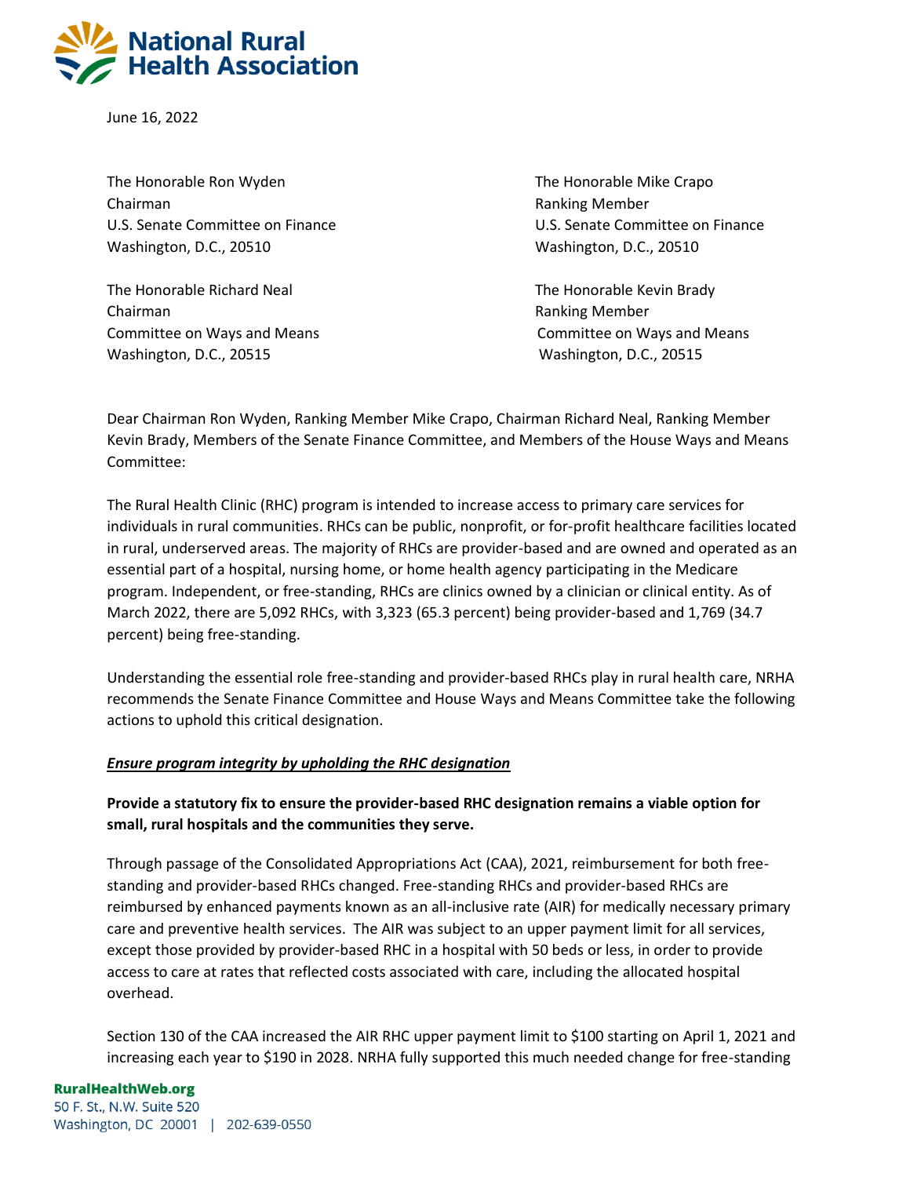# National Rural Health Association

June 16, 2022

The Honorable Ron Wyden
Chairman
U.S. Senate Committee on Finance
Washington, D.C., 20510

The Honorable Mike Crapo
Ranking Member
U.S. Senate Committee on Finance
Washington, D.C., 20510

The Honorable Richard Neal
Chairman
Committee on Ways and Means
Washington, D.C., 20515

The Honorable Kevin Brady
Ranking Member
Committee on Ways and Means
Washington, D.C., 20515

Dear Chairman Ron Wyden, Ranking Member Mike Crapo, Chairman Richard Neal, Ranking Member Kevin Brady, Members of the Senate Finance Committee, and Members of the House Ways and Means Committee:

The Rural Health Clinic (RHC) program is intended to increase access to primary care services for individuals in rural communities. RHCs can be public, nonprofit, or for-profit healthcare facilities located in rural, underserved areas. The majority of RHCs are provider-based and are owned and operated as an essential part of a hospital, nursing home, or home health agency participating in the Medicare program. Independent, or free-standing, RHCs are clinics owned by a clinician or clinical entity. As of March 2022, there are 5,092 RHCs, with 3,323 (65.3 percent) being provider-based and 1,769 (34.7 percent) being free-standing.

Understanding the essential role free-standing and provider-based RHCs play in rural health care, NRHA recommends the Senate Finance Committee and House Ways and Means Committee take the following actions to uphold this critical designation.

***Ensure program integrity by upholding the RHC designation***

**Provide a statutory fix to ensure the provider-based RHC designation remains a viable option for small, rural hospitals and the communities they serve.**

Through passage of the Consolidated Appropriations Act (CAA), 2021, reimbursement for both free-standing and provider-based RHCs changed. Free-standing RHCs and provider-based RHCs are reimbursed by enhanced payments known as an all-inclusive rate (AIR) for medically necessary primary care and preventive health services. The AIR was subject to an upper payment limit for all services, except those provided by provider-based RHC in a hospital with 50 beds or less, in order to provide access to care at rates that reflected costs associated with care, including the allocated hospital overhead.

Section 130 of the CAA increased the AIR RHC upper payment limit to $100 starting on April 1, 2021 and increasing each year to $190 in 2028. NRHA fully supported this much needed change for free-standing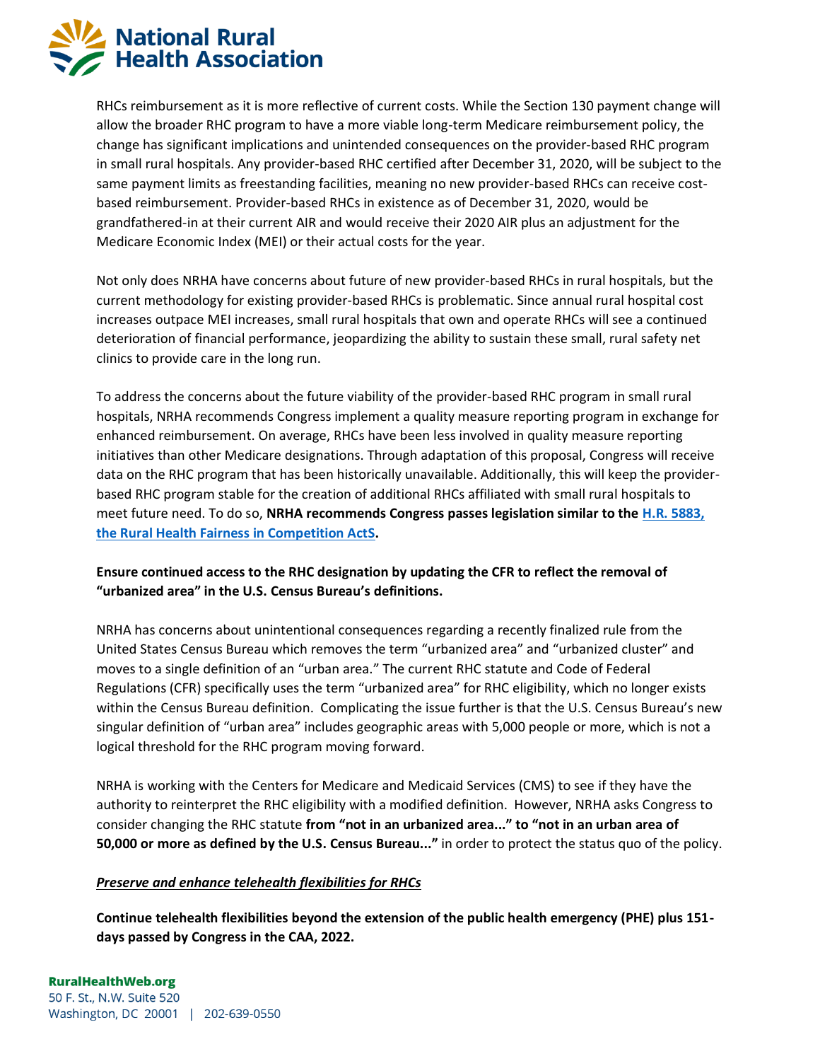RHCs reimbursement as it is more reflective of current costs. While the Section 130 payment change will allow the broader RHC program to have a more viable long-term Medicare reimbursement policy, the change has significant implications and unintended consequences on the provider-based RHC program in small rural hospitals. Any provider-based RHC certified after December 31, 2020, will be subject to the same payment limits as freestanding facilities, meaning no new provider-based RHCs can receive cost-based reimbursement. Provider-based RHCs in existence as of December 31, 2020, would be grandfathered-in at their current AIR and would receive their 2020 AIR plus an adjustment for the Medicare Economic Index (MEI) or their actual costs for the year.

Not only does NRHA have concerns about future of new provider-based RHCs in rural hospitals, but the current methodology for existing provider-based RHCs is problematic. Since annual rural hospital cost increases outpace MEI increases, small rural hospitals that own and operate RHCs will see a continued deterioration of financial performance, jeopardizing the ability to sustain these small, rural safety net clinics to provide care in the long run.

To address the concerns about the future viability of the provider-based RHC program in small rural hospitals, NRHA recommends Congress implement a quality measure reporting program in exchange for enhanced reimbursement. On average, RHCs have been less involved in quality measure reporting initiatives than other Medicare designations. Through adaptation of this proposal, Congress will receive data on the RHC program that has been historically unavailable. Additionally, this will keep the provider-based RHC program stable for the creation of additional RHCs affiliated with small rural hospitals to meet future need. To do so, **NRHA recommends Congress passes legislation similar to the [H.R. 5883, the Rural Health Fairness in Competition ActS](#).**

**Ensure continued access to the RHC designation by updating the CFR to reflect the removal of "urbanized area" in the U.S. Census Bureau's definitions.**

NRHA has concerns about unintentional consequences regarding a recently finalized rule from the United States Census Bureau which removes the term "urbanized area" and "urbanized cluster" and moves to a single definition of an "urban area." The current RHC statute and Code of Federal Regulations (CFR) specifically uses the term "urbanized area" for RHC eligibility, which no longer exists within the Census Bureau definition. Complicating the issue further is that the U.S. Census Bureau's new singular definition of "urban area" includes geographic areas with 5,000 people or more, which is not a logical threshold for the RHC program moving forward.

NRHA is working with the Centers for Medicare and Medicaid Services (CMS) to see if they have the authority to reinterpret the RHC eligibility with a modified definition. However, NRHA asks Congress to consider changing the RHC statute **from "not in an urbanized area..." to "not in an urban area of 50,000 or more as defined by the U.S. Census Bureau..."** in order to protect the status quo of the policy.

***Preserve and enhance telehealth flexibilities for RHCs***

**Continue telehealth flexibilities beyond the extension of the public health emergency (PHE) plus 151-days passed by Congress in the CAA, 2022.**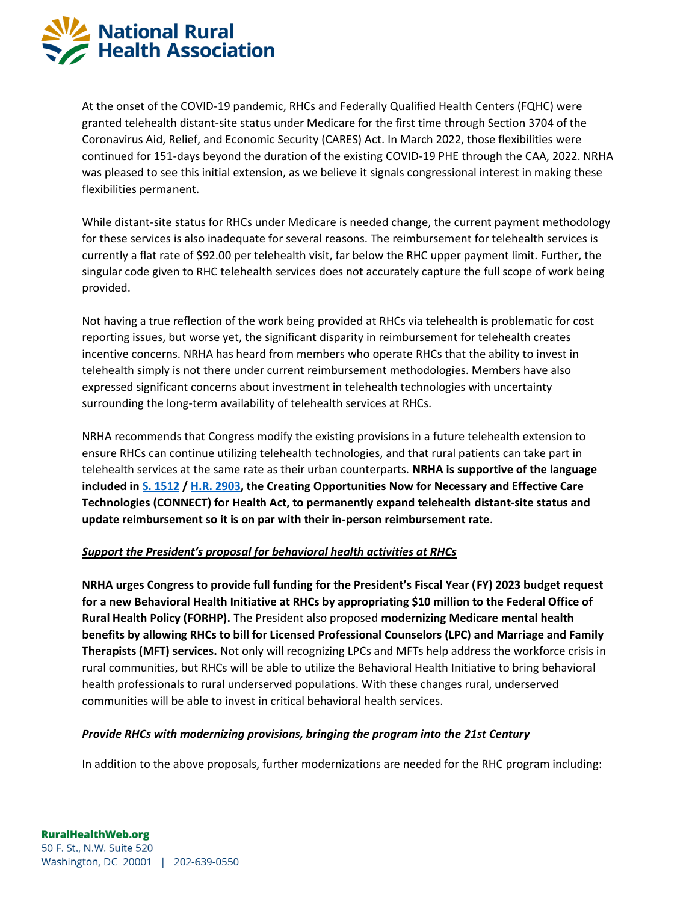At the onset of the COVID-19 pandemic, RHCs and Federally Qualified Health Centers (FQHC) were granted telehealth distant-site status under Medicare for the first time through Section 3704 of the Coronavirus Aid, Relief, and Economic Security (CARES) Act. In March 2022, those flexibilities were continued for 151-days beyond the duration of the existing COVID-19 PHE through the CAA, 2022. NRHA was pleased to see this initial extension, as we believe it signals congressional interest in making these flexibilities permanent.

While distant-site status for RHCs under Medicare is needed change, the current payment methodology for these services is also inadequate for several reasons. The reimbursement for telehealth services is currently a flat rate of $92.00 per telehealth visit, far below the RHC upper payment limit. Further, the singular code given to RHC telehealth services does not accurately capture the full scope of work being provided.

Not having a true reflection of the work being provided at RHCs via telehealth is problematic for cost reporting issues, but worse yet, the significant disparity in reimbursement for telehealth creates incentive concerns. NRHA has heard from members who operate RHCs that the ability to invest in telehealth simply is not there under current reimbursement methodologies. Members have also expressed significant concerns about investment in telehealth technologies with uncertainty surrounding the long-term availability of telehealth services at RHCs.

NRHA recommends that Congress modify the existing provisions in a future telehealth extension to ensure RHCs can continue utilizing telehealth technologies, and that rural patients can take part in telehealth services at the same rate as their urban counterparts. **NRHA is supportive of the language included in S. 1512 / H.R. 2903, the Creating Opportunities Now for Necessary and Effective Care Technologies (CONNECT) for Health Act, to permanently expand telehealth distant-site status and update reimbursement so it is on par with their in-person reimbursement rate**.

***Support the President's proposal for behavioral health activities at RHCs***

**NRHA urges Congress to provide full funding for the President's Fiscal Year (FY) 2023 budget request for a new Behavioral Health Initiative at RHCs by appropriating $10 million to the Federal Office of Rural Health Policy (FORHP).** The President also proposed **modernizing Medicare mental health benefits by allowing RHCs to bill for Licensed Professional Counselors (LPC) and Marriage and Family Therapists (MFT) services.** Not only will recognizing LPCs and MFTs help address the workforce crisis in rural communities, but RHCs will be able to utilize the Behavioral Health Initiative to bring behavioral health professionals to rural underserved populations. With these changes rural, underserved communities will be able to invest in critical behavioral health services.

***Provide RHCs with modernizing provisions, bringing the program into the 21st Century***

In addition to the above proposals, further modernizations are needed for the RHC program including: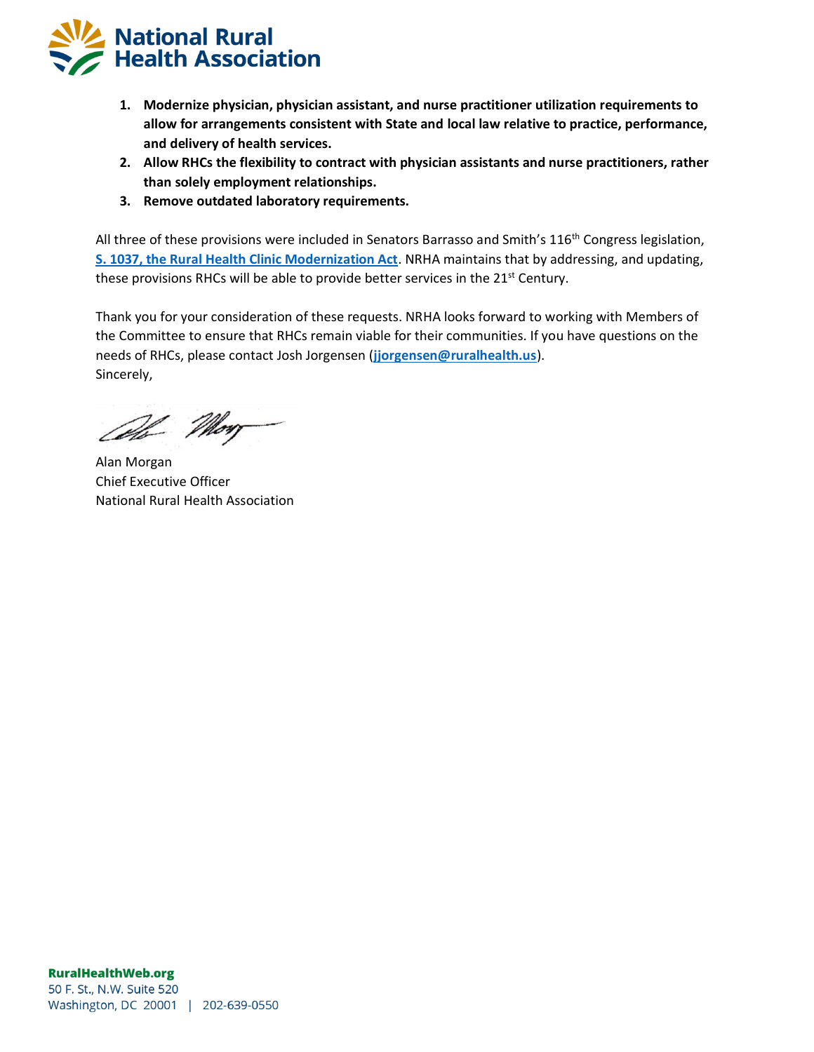1. **Modernize physician, physician assistant, and nurse practitioner utilization requirements to allow for arrangements consistent with State and local law relative to practice, performance, and delivery of health services.**
2. **Allow RHCs the flexibility to contract with physician assistants and nurse practitioners, rather than solely employment relationships.**
3. **Remove outdated laboratory requirements.**

All three of these provisions were included in Senators Barrasso and Smith's 116th Congress legislation, **S. 1037, the Rural Health Clinic Modernization Act**. NRHA maintains that by addressing, and updating, these provisions RHCs will be able to provide better services in the 21st Century.

Thank you for your consideration of these requests. NRHA looks forward to working with Members of the Committee to ensure that RHCs remain viable for their communities. If you have questions on the needs of RHCs, please contact Josh Jorgensen (**jjorgensen@ruralhealth.us**).
Sincerely,

Alan Morgan
Chief Executive Officer
National Rural Health Association